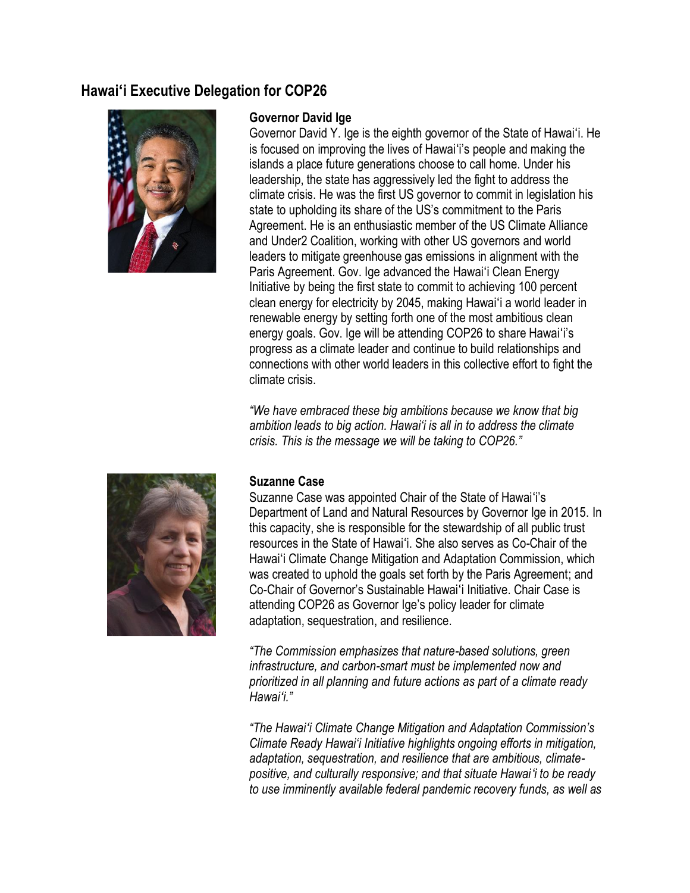## Hawaiʻi Executive Delegation for COP26

**Governor David Ige**

Governor David Y. Ige is the eighth governor of the State of Hawaiʻi. He is focused on improving the lives of Hawaiʻi's people and making the islands a place future generations choose to call home. Under his leadership, the state has aggressively led the fight to address the climate crisis. He was the first US governor to commit in legislation his state to upholding its share of the US's commitment to the Paris Agreement. He is an enthusiastic member of the US Climate Alliance and Under2 Coalition, working with other US governors and world leaders to mitigate greenhouse gas emissions in alignment with the Paris Agreement. Gov. Ige advanced the Hawaiʻi Clean Energy Initiative by being the first state to commit to achieving 100 percent clean energy for electricity by 2045, making Hawaiʻi a world leader in renewable energy by setting forth one of the most ambitious clean energy goals. Gov. Ige will be attending COP26 to share Hawaiʻi's progress as a climate leader and continue to build relationships and connections with other world leaders in this collective effort to fight the climate crisis.

*"We have embraced these big ambitions because we know that big ambition leads to big action. Hawaiʻi is all in to address the climate crisis. This is the message we will be taking to COP26."*

**Suzanne Case**

Suzanne Case was appointed Chair of the State of Hawaiʻi's Department of Land and Natural Resources by Governor Ige in 2015. In this capacity, she is responsible for the stewardship of all public trust resources in the State of Hawaiʻi. She also serves as Co-Chair of the Hawaiʻi Climate Change Mitigation and Adaptation Commission, which was created to uphold the goals set forth by the Paris Agreement; and Co-Chair of Governor's Sustainable Hawaiʻi Initiative. Chair Case is attending COP26 as Governor Ige's policy leader for climate adaptation, sequestration, and resilience.

*"The Commission emphasizes that nature-based solutions, green infrastructure, and carbon-smart must be implemented now and prioritized in all planning and future actions as part of a climate ready Hawaiʻi."*

*"The Hawaiʻi Climate Change Mitigation and Adaptation Commission's Climate Ready Hawaiʻi Initiative highlights ongoing efforts in mitigation, adaptation, sequestration, and resilience that are ambitious, climate-positive, and culturally responsive; and that situate Hawaiʻi to be ready to use imminently available federal pandemic recovery funds, as well as*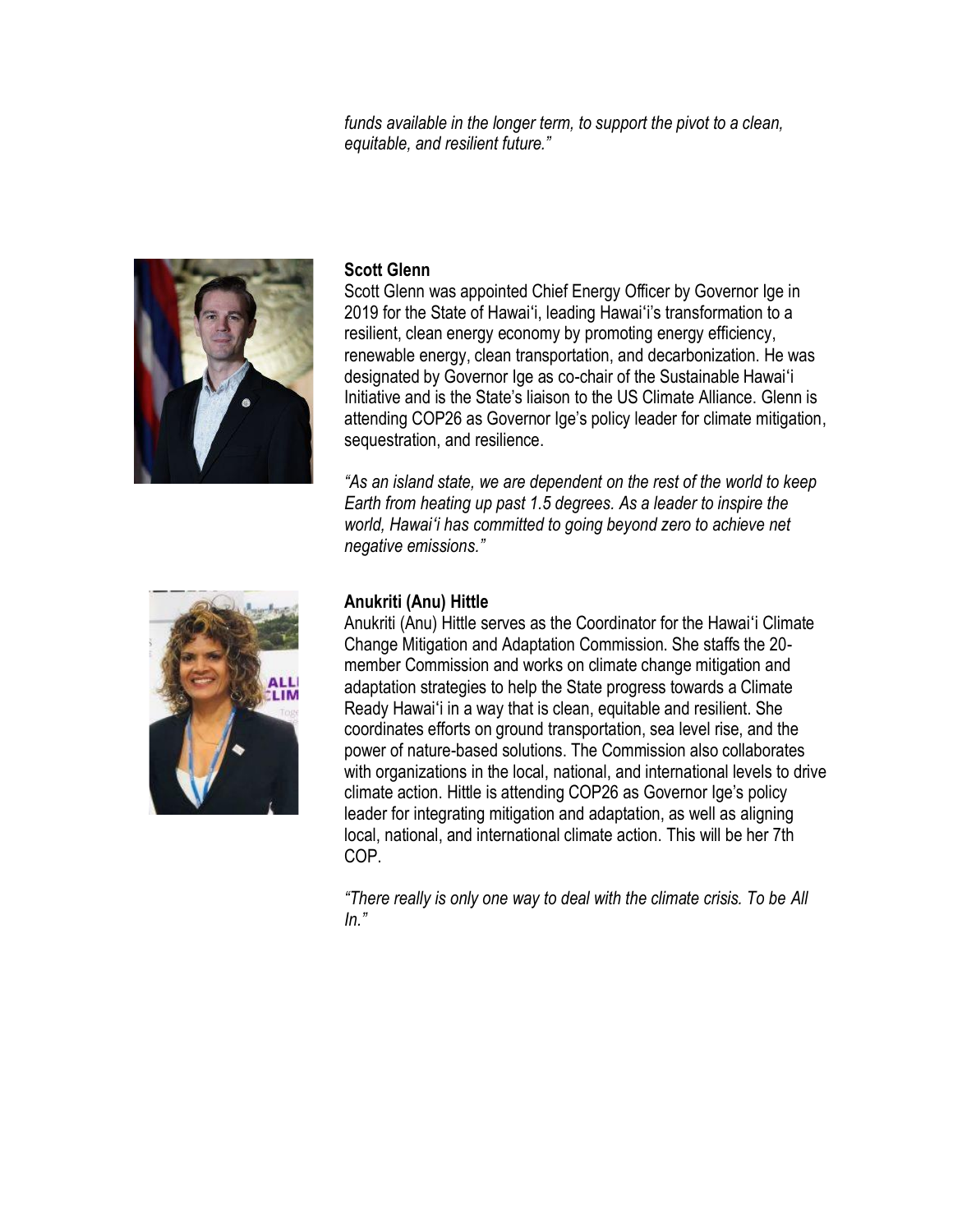*funds available in the longer term, to support the pivot to a clean, equitable, and resilient future."*

**Scott Glenn**

Scott Glenn was appointed Chief Energy Officer by Governor Ige in 2019 for the State of Hawaiʻi, leading Hawaiʻi's transformation to a resilient, clean energy economy by promoting energy efficiency, renewable energy, clean transportation, and decarbonization. He was designated by Governor Ige as co-chair of the Sustainable Hawaiʻi Initiative and is the State's liaison to the US Climate Alliance. Glenn is attending COP26 as Governor Ige's policy leader for climate mitigation, sequestration, and resilience.

*"As an island state, we are dependent on the rest of the world to keep Earth from heating up past 1.5 degrees. As a leader to inspire the world, Hawaiʻi has committed to going beyond zero to achieve net negative emissions."*

**Anukriti (Anu) Hittle**

Anukriti (Anu) Hittle serves as the Coordinator for the Hawaiʻi Climate Change Mitigation and Adaptation Commission. She staffs the 20-member Commission and works on climate change mitigation and adaptation strategies to help the State progress towards a Climate Ready Hawaiʻi in a way that is clean, equitable and resilient. She coordinates efforts on ground transportation, sea level rise, and the power of nature-based solutions. The Commission also collaborates with organizations in the local, national, and international levels to drive climate action. Hittle is attending COP26 as Governor Ige's policy leader for integrating mitigation and adaptation, as well as aligning local, national, and international climate action. This will be her 7th COP.

*"There really is only one way to deal with the climate crisis. To be All In."*